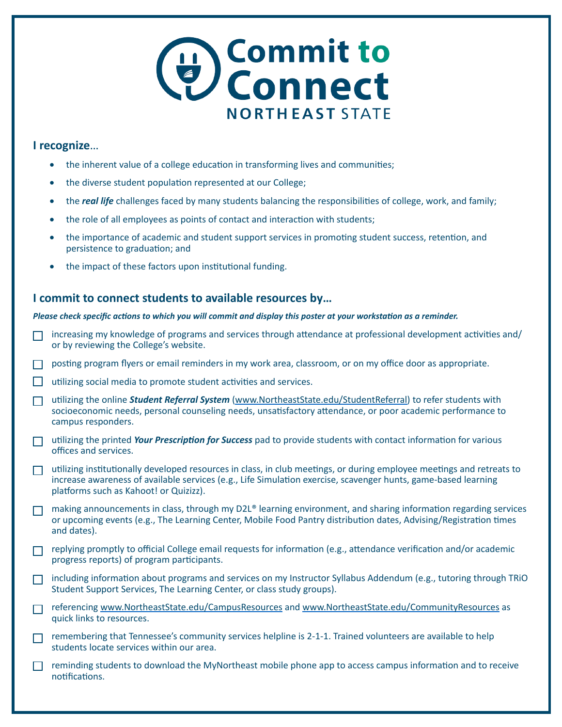# Commit to Connect

NORTHEAST STATE

**I recognize**...

- the inherent value of a college education in transforming lives and communities;
- the diverse student population represented at our College;
- the ***real life*** challenges faced by many students balancing the responsibilities of college, work, and family;
- the role of all employees as points of contact and interaction with students;
- the importance of academic and student support services in promoting student success, retention, and persistence to graduation; and
- the impact of these factors upon institutional funding.

## I commit to connect students to available resources by…

***Please check specific actions to which you will commit and display this poster at your workstation as a reminder.***

- [ ] increasing my knowledge of programs and services through attendance at professional development activities and/or by reviewing the College's website.
- [ ] posting program flyers or email reminders in my work area, classroom, or on my office door as appropriate.
- [ ] utilizing social media to promote student activities and services.
- [ ] utilizing the online ***Student Referral System*** (www.NortheastState.edu/StudentReferral) to refer students with socioeconomic needs, personal counseling needs, unsatisfactory attendance, or poor academic performance to campus responders.
- [ ] utilizing the printed ***Your Prescription for Success*** pad to provide students with contact information for various offices and services.
- [ ] utilizing institutionally developed resources in class, in club meetings, or during employee meetings and retreats to increase awareness of available services (e.g., Life Simulation exercise, scavenger hunts, game-based learning platforms such as Kahoot! or Quizizz).
- [ ] making announcements in class, through my D2L® learning environment, and sharing information regarding services or upcoming events (e.g., The Learning Center, Mobile Food Pantry distribution dates, Advising/Registration times and dates).
- [ ] replying promptly to official College email requests for information (e.g., attendance verification and/or academic progress reports) of program participants.
- [ ] including information about programs and services on my Instructor Syllabus Addendum (e.g., tutoring through TRiO Student Support Services, The Learning Center, or class study groups).
- [ ] referencing www.NortheastState.edu/CampusResources and www.NortheastState.edu/CommunityResources as quick links to resources.
- [ ] remembering that Tennessee's community services helpline is 2-1-1. Trained volunteers are available to help students locate services within our area.
- [ ] reminding students to download the MyNortheast mobile phone app to access campus information and to receive notifications.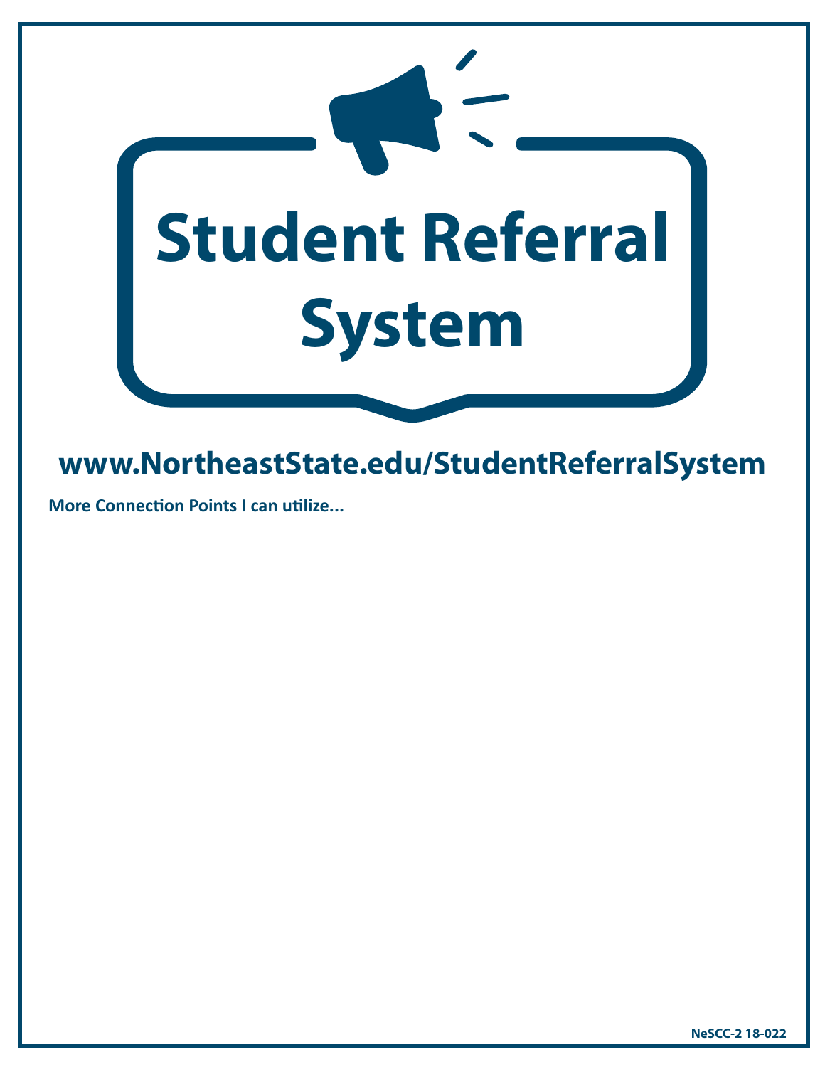# Student Referral System

## www.NortheastState.edu/StudentReferralSystem

**More Connection Points I can utilize...**

**NeSCC-2 18-022**